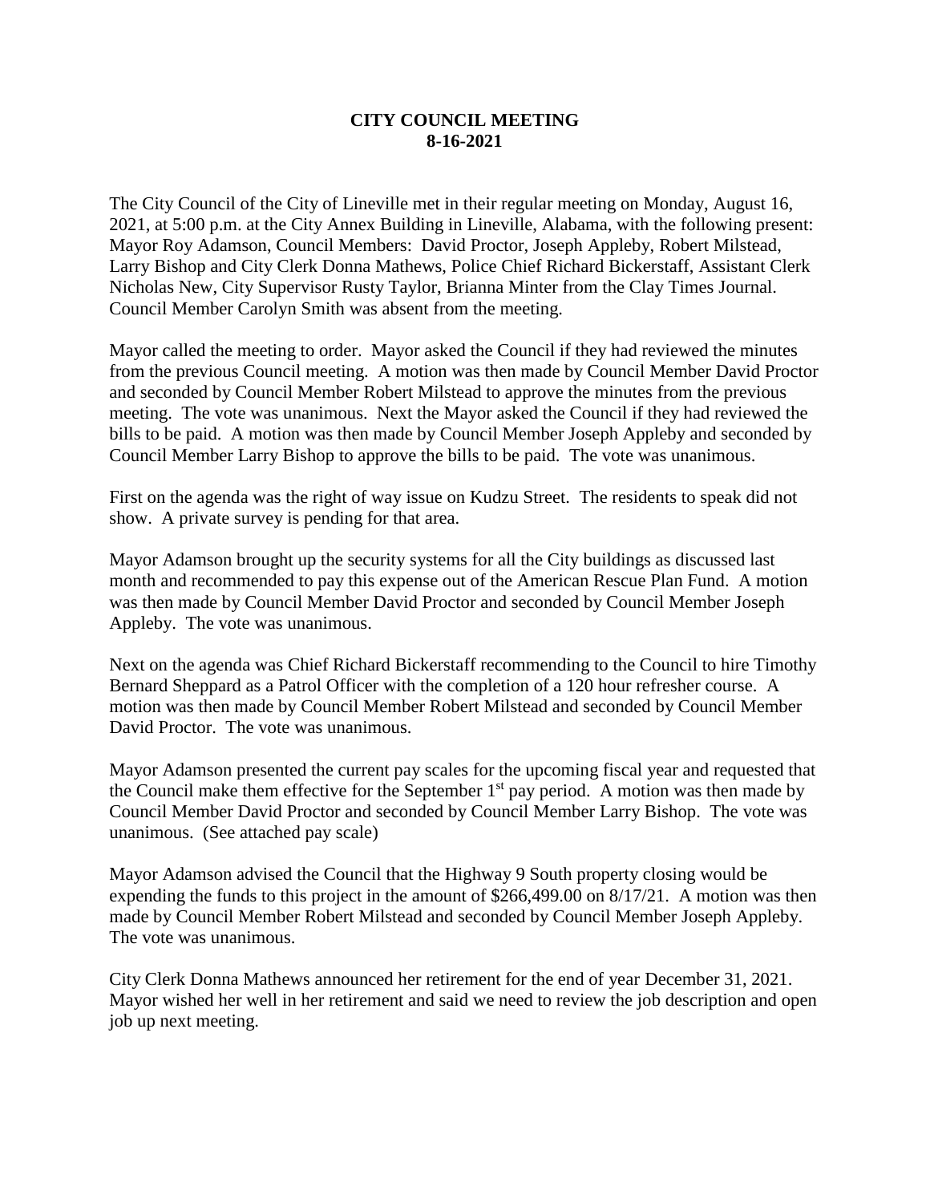**CITY COUNCIL MEETING**
**8-16-2021**

The City Council of the City of Lineville met in their regular meeting on Monday, August 16, 2021, at 5:00 p.m. at the City Annex Building in Lineville, Alabama, with the following present: Mayor Roy Adamson, Council Members: David Proctor, Joseph Appleby, Robert Milstead, Larry Bishop and City Clerk Donna Mathews, Police Chief Richard Bickerstaff, Assistant Clerk Nicholas New, City Supervisor Rusty Taylor, Brianna Minter from the Clay Times Journal. Council Member Carolyn Smith was absent from the meeting.

Mayor called the meeting to order. Mayor asked the Council if they had reviewed the minutes from the previous Council meeting. A motion was then made by Council Member David Proctor and seconded by Council Member Robert Milstead to approve the minutes from the previous meeting. The vote was unanimous. Next the Mayor asked the Council if they had reviewed the bills to be paid. A motion was then made by Council Member Joseph Appleby and seconded by Council Member Larry Bishop to approve the bills to be paid. The vote was unanimous.

First on the agenda was the right of way issue on Kudzu Street. The residents to speak did not show. A private survey is pending for that area.

Mayor Adamson brought up the security systems for all the City buildings as discussed last month and recommended to pay this expense out of the American Rescue Plan Fund. A motion was then made by Council Member David Proctor and seconded by Council Member Joseph Appleby. The vote was unanimous.

Next on the agenda was Chief Richard Bickerstaff recommending to the Council to hire Timothy Bernard Sheppard as a Patrol Officer with the completion of a 120 hour refresher course. A motion was then made by Council Member Robert Milstead and seconded by Council Member David Proctor. The vote was unanimous.

Mayor Adamson presented the current pay scales for the upcoming fiscal year and requested that the Council make them effective for the September 1st pay period. A motion was then made by Council Member David Proctor and seconded by Council Member Larry Bishop. The vote was unanimous. (See attached pay scale)

Mayor Adamson advised the Council that the Highway 9 South property closing would be expending the funds to this project in the amount of $266,499.00 on 8/17/21. A motion was then made by Council Member Robert Milstead and seconded by Council Member Joseph Appleby. The vote was unanimous.

City Clerk Donna Mathews announced her retirement for the end of year December 31, 2021. Mayor wished her well in her retirement and said we need to review the job description and open job up next meeting.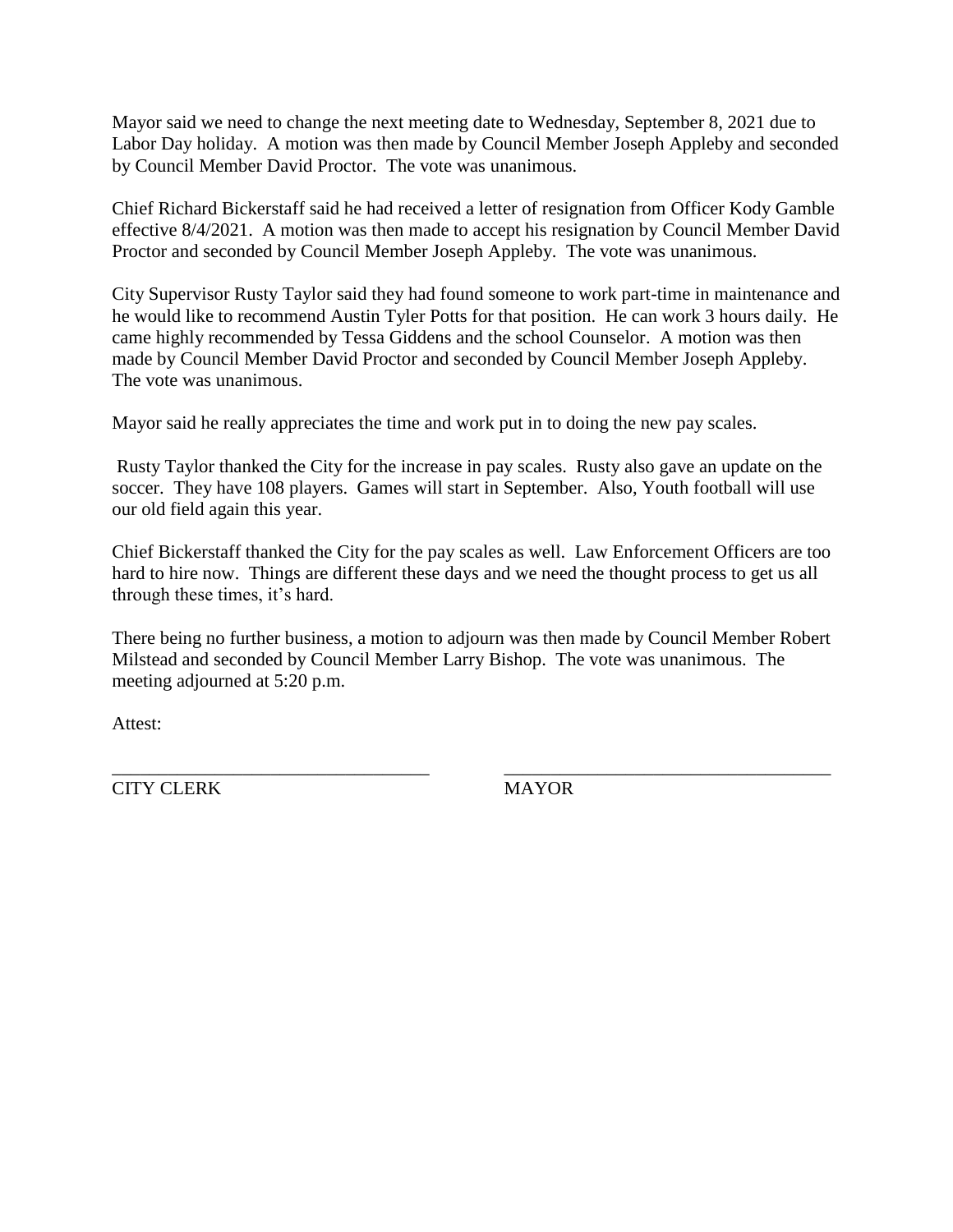Mayor said we need to change the next meeting date to Wednesday, September 8, 2021 due to Labor Day holiday. A motion was then made by Council Member Joseph Appleby and seconded by Council Member David Proctor. The vote was unanimous.

Chief Richard Bickerstaff said he had received a letter of resignation from Officer Kody Gamble effective 8/4/2021. A motion was then made to accept his resignation by Council Member David Proctor and seconded by Council Member Joseph Appleby. The vote was unanimous.

City Supervisor Rusty Taylor said they had found someone to work part-time in maintenance and he would like to recommend Austin Tyler Potts for that position. He can work 3 hours daily. He came highly recommended by Tessa Giddens and the school Counselor. A motion was then made by Council Member David Proctor and seconded by Council Member Joseph Appleby. The vote was unanimous.

Mayor said he really appreciates the time and work put in to doing the new pay scales.

Rusty Taylor thanked the City for the increase in pay scales. Rusty also gave an update on the soccer. They have 108 players. Games will start in September. Also, Youth football will use our old field again this year.

Chief Bickerstaff thanked the City for the pay scales as well. Law Enforcement Officers are too hard to hire now. Things are different these days and we need the thought process to get us all through these times, it's hard.

There being no further business, a motion to adjourn was then made by Council Member Robert Milstead and seconded by Council Member Larry Bishop. The vote was unanimous. The meeting adjourned at 5:20 p.m.

Attest:

\_\_\_\_\_\_\_\_\_\_\_\_\_\_\_\_\_\_\_\_\_\_\_\_\_\_\_\_\_\_\_\_\_\_\_ \_\_\_\_\_\_\_\_\_\_\_\_\_\_\_\_\_\_\_\_\_\_\_\_\_\_\_\_\_\_\_\_\_\_\_\_

CITY CLERK MAYOR